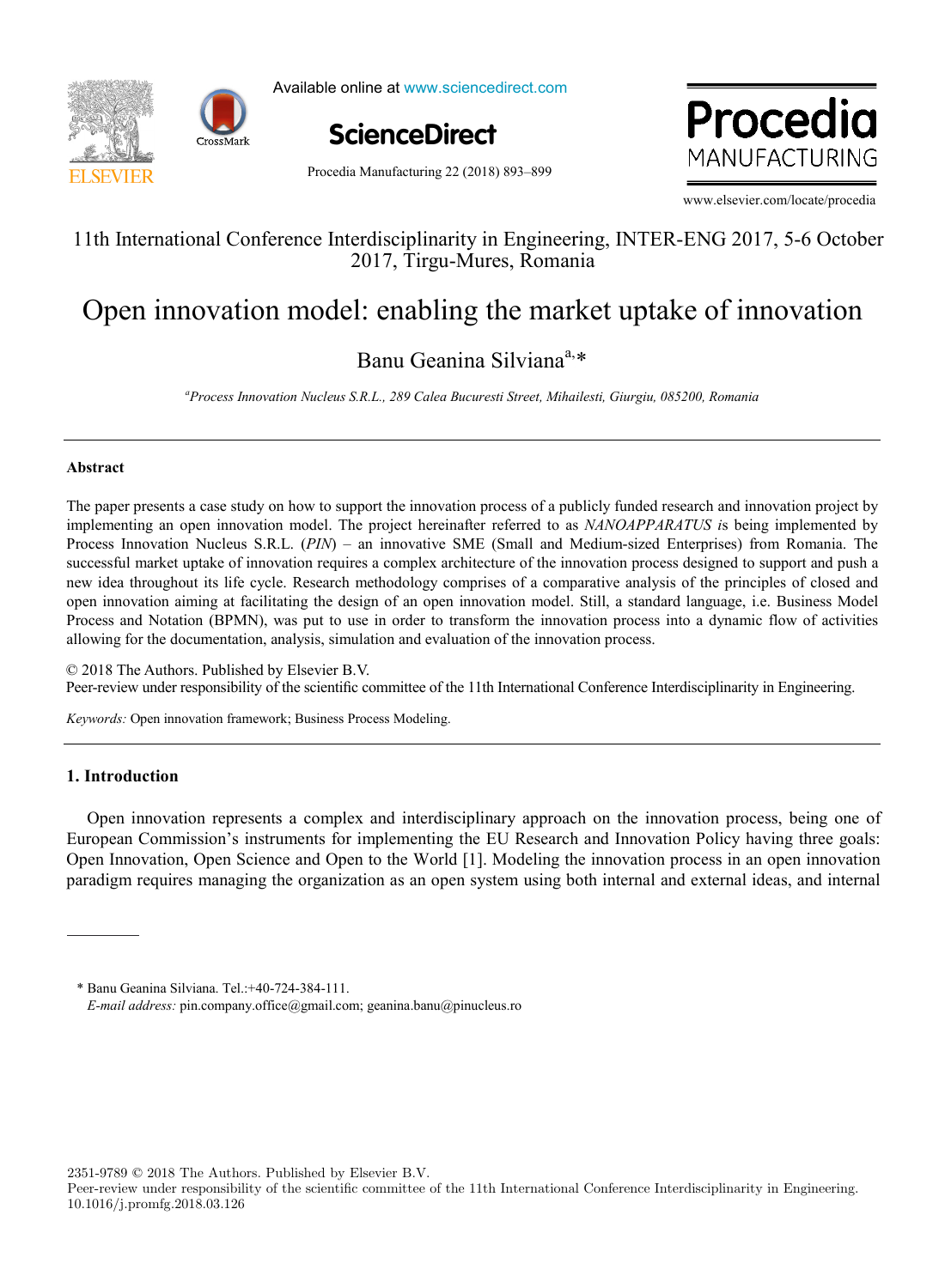11th International Conference Interdisciplinarity in Engineering, INTER-ENG 2017, 5-6 October 2017, Tirgu-Mures, Romania

# Open innovation model: enabling the market uptake of innovation

Banu Geanina Silviana[a,*]

[a]*Process Innovation Nucleus S.R.L., 289 Calea Bucuresti Street, Mihailesti, Giurgiu, 085200, Romania*

---

### Abstract

The paper presents a case study on how to support the innovation process of a publicly funded research and innovation project by implementing an open innovation model. The project hereinafter referred to as *NANOAPPARATUS* is being implemented by Process Innovation Nucleus S.R.L. (*PIN*) – an innovative SME (Small and Medium-sized Enterprises) from Romania. The successful market uptake of innovation requires a complex architecture of the innovation process designed to support and push a new idea throughout its life cycle. Research methodology comprises of a comparative analysis of the principles of closed and open innovation aiming at facilitating the design of an open innovation model. Still, a standard language, i.e. Business Model Process and Notation (BPMN), was put to use in order to transform the innovation process into a dynamic flow of activities allowing for the documentation, analysis, simulation and evaluation of the innovation process.

© 2018 The Authors. Published by Elsevier B.V.
Peer-review under responsibility of the scientific committee of the 11th International Conference Interdisciplinarity in Engineering.

*Keywords:* Open innovation framework; Business Process Modeling.

---

## 1. Introduction

Open innovation represents a complex and interdisciplinary approach on the innovation process, being one of European Commission's instruments for implementing the EU Research and Innovation Policy having three goals: Open Innovation, Open Science and Open to the World [1]. Modeling the innovation process in an open innovation paradigm requires managing the organization as an open system using both internal and external ideas, and internal

* Banu Geanina Silviana. Tel.:+40-724-384-111.
*E-mail address:* pin.company.office@gmail.com; geanina.banu@pinucleus.ro

2351-9789 © 2018 The Authors. Published by Elsevier B.V.
Peer-review under responsibility of the scientific committee of the 11th International Conference Interdisciplinarity in Engineering.
10.1016/j.promfg.2018.03.126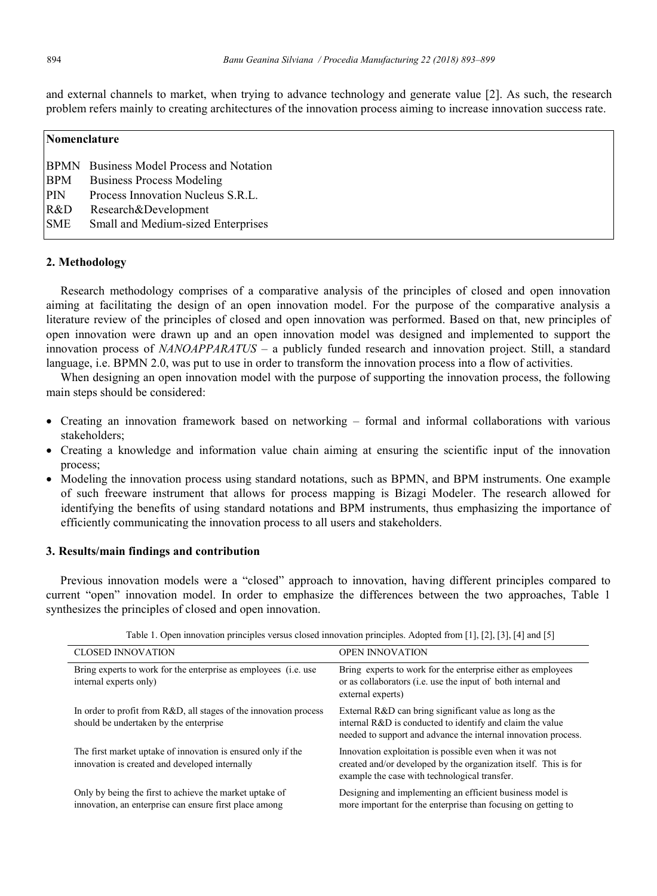and external channels to market, when trying to advance technology and generate value [2]. As such, the research problem refers mainly to creating architectures of the innovation process aiming to increase innovation success rate.

**Nomenclature**

| | |
|---|---|
| BPMN | Business Model Process and Notation |
| BPM | Business Process Modeling |
| PIN | Process Innovation Nucleus S.R.L. |
| R&D | Research&Development |
| SME | Small and Medium-sized Enterprises |

## 2. Methodology

Research methodology comprises of a comparative analysis of the principles of closed and open innovation aiming at facilitating the design of an open innovation model. For the purpose of the comparative analysis a literature review of the principles of closed and open innovation was performed. Based on that, new principles of open innovation were drawn up and an open innovation model was designed and implemented to support the innovation process of *NANOAPPARATUS* – a publicly funded research and innovation project. Still, a standard language, i.e. BPMN 2.0, was put to use in order to transform the innovation process into a flow of activities.

When designing an open innovation model with the purpose of supporting the innovation process, the following main steps should be considered:

- Creating an innovation framework based on networking – formal and informal collaborations with various stakeholders;
- Creating a knowledge and information value chain aiming at ensuring the scientific input of the innovation process;
- Modeling the innovation process using standard notations, such as BPMN, and BPM instruments. One example of such freeware instrument that allows for process mapping is Bizagi Modeler. The research allowed for identifying the benefits of using standard notations and BPM instruments, thus emphasizing the importance of efficiently communicating the innovation process to all users and stakeholders.

## 3. Results/main findings and contribution

Previous innovation models were a "closed" approach to innovation, having different principles compared to current "open" innovation model. In order to emphasize the differences between the two approaches, Table 1 synthesizes the principles of closed and open innovation.

Table 1. Open innovation principles versus closed innovation principles. Adopted from [1], [2], [3], [4] and [5]

| CLOSED INNOVATION | OPEN INNOVATION |
|---|---|
| Bring experts to work for the enterprise as employees (i.e. use internal experts only) | Bring experts to work for the enterprise either as employees or as collaborators (i.e. use the input of both internal and external experts) |
| In order to profit from R&D, all stages of the innovation process should be undertaken by the enterprise | External R&D can bring significant value as long as the internal R&D is conducted to identify and claim the value needed to support and advance the internal innovation process. |
| The first market uptake of innovation is ensured only if the innovation is created and developed internally | Innovation exploitation is possible even when it was not created and/or developed by the organization itself. This is for example the case with technological transfer. |
| Only by being the first to achieve the market uptake of innovation, an enterprise can ensure first place among | Designing and implementing an efficient business model is more important for the enterprise than focusing on getting to |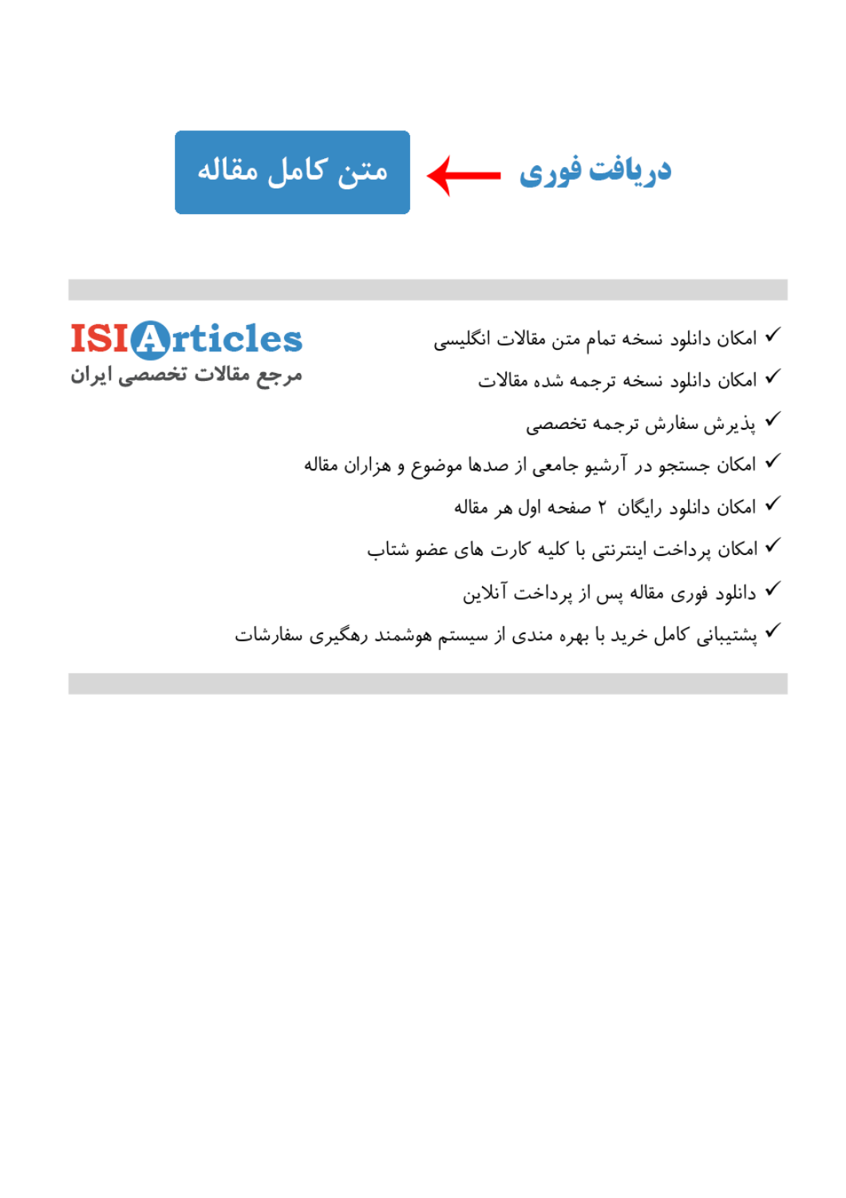دریافت فوری ← متن کامل مقاله

**ISIArticles**
مرجع مقالات تخصصی ایران

- ✓ امکان دانلود نسخه تمام متن مقالات انگلیسی
- ✓ امکان دانلود نسخه ترجمه شده مقالات
- ✓ پذیرش سفارش ترجمه تخصصی
- ✓ امکان جستجو در آرشیو جامعی از صدها موضوع و هزاران مقاله
- ✓ امکان دانلود رایگان ۲ صفحه اول هر مقاله
- ✓ امکان پرداخت اینترنتی با کلیه کارت های عضو شتاب
- ✓ دانلود فوری مقاله پس از پرداخت آنلاین
- ✓ پشتیبانی کامل خرید با بهره مندی از سیستم هوشمند رهگیری سفارشات